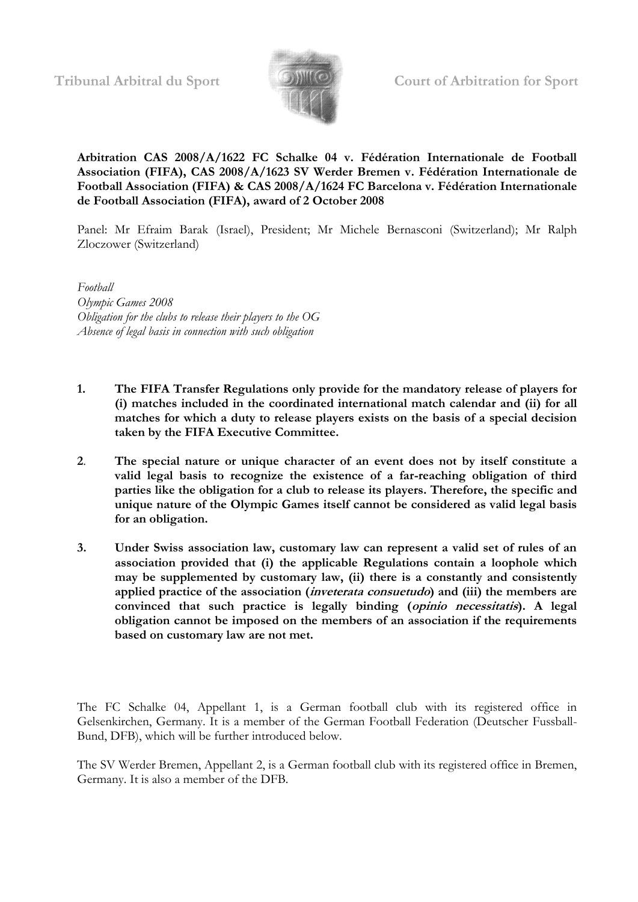Tribunal Arbitral du Sport　　　　　　Court of Arbitration for Sport

**Arbitration CAS 2008/A/1622 FC Schalke 04 v. Fédération Internationale de Football Association (FIFA), CAS 2008/A/1623 SV Werder Bremen v. Fédération Internationale de Football Association (FIFA) & CAS 2008/A/1624 FC Barcelona v. Fédération Internationale de Football Association (FIFA), award of 2 October 2008**

Panel: Mr Efraim Barak (Israel), President; Mr Michele Bernasconi (Switzerland); Mr Ralph Zloczower (Switzerland)

*Football*
*Olympic Games 2008*
*Obligation for the clubs to release their players to the OG*
*Absence of legal basis in connection with such obligation*

1. **The FIFA Transfer Regulations only provide for the mandatory release of players for (i) matches included in the coordinated international match calendar and (ii) for all matches for which a duty to release players exists on the basis of a special decision taken by the FIFA Executive Committee.**

2. **The special nature or unique character of an event does not by itself constitute a valid legal basis to recognize the existence of a far-reaching obligation of third parties like the obligation for a club to release its players. Therefore, the specific and unique nature of the Olympic Games itself cannot be considered as valid legal basis for an obligation.**

3. **Under Swiss association law, customary law can represent a valid set of rules of an association provided that (i) the applicable Regulations contain a loophole which may be supplemented by customary law, (ii) there is a constantly and consistently applied practice of the association (*inveterata consuetudo*) and (iii) the members are convinced that such practice is legally binding (*opinio necessitatis*). A legal obligation cannot be imposed on the members of an association if the requirements based on customary law are not met.**

The FC Schalke 04, Appellant 1, is a German football club with its registered office in Gelsenkirchen, Germany. It is a member of the German Football Federation (Deutscher Fussball-Bund, DFB), which will be further introduced below.

The SV Werder Bremen, Appellant 2, is a German football club with its registered office in Bremen, Germany. It is also a member of the DFB.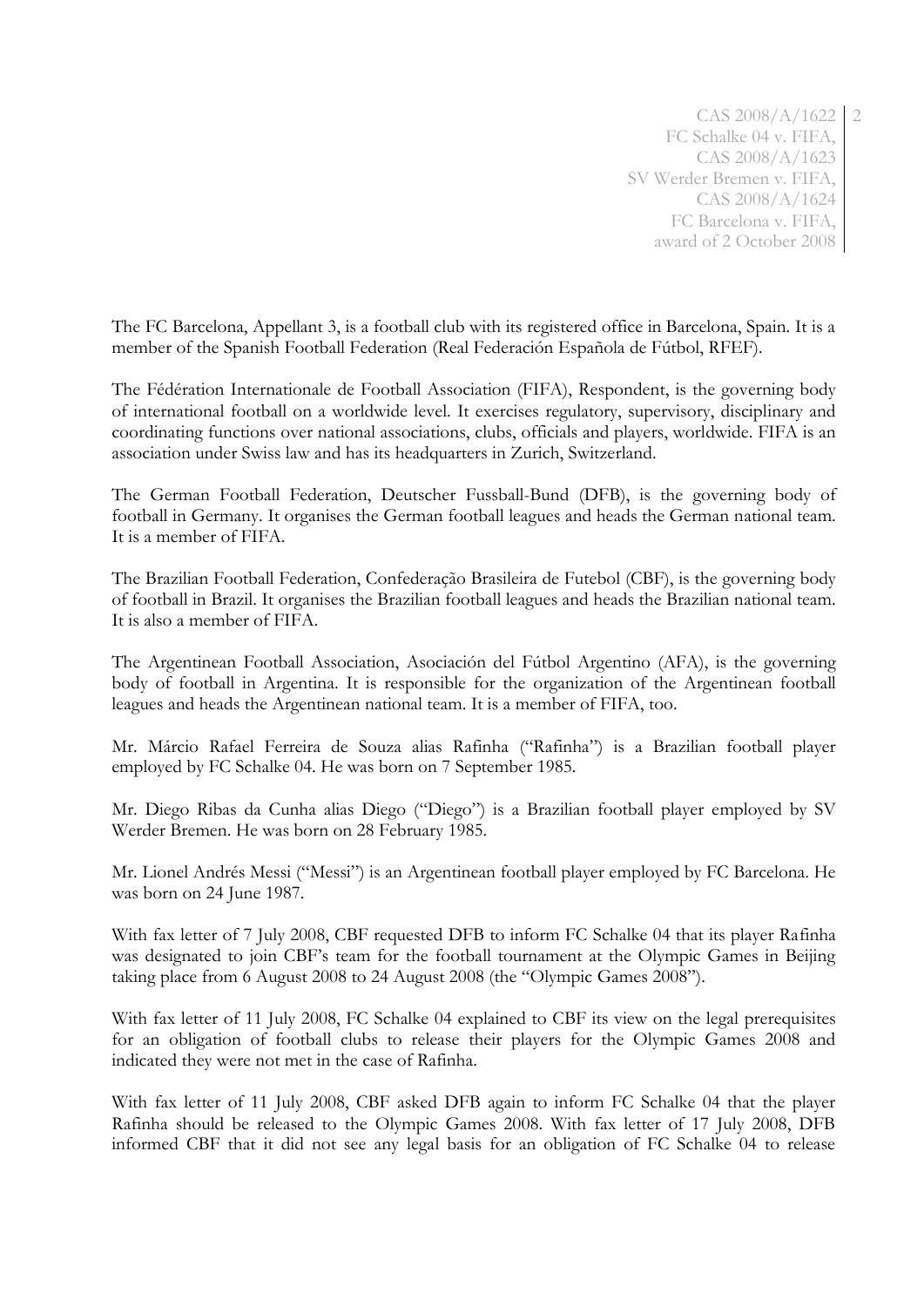The FC Barcelona, Appellant 3, is a football club with its registered office in Barcelona, Spain. It is a member of the Spanish Football Federation (Real Federación Española de Fútbol, RFEF).

The Fédération Internationale de Football Association (FIFA), Respondent, is the governing body of international football on a worldwide level. It exercises regulatory, supervisory, disciplinary and coordinating functions over national associations, clubs, officials and players, worldwide. FIFA is an association under Swiss law and has its headquarters in Zurich, Switzerland.

The German Football Federation, Deutscher Fussball-Bund (DFB), is the governing body of football in Germany. It organises the German football leagues and heads the German national team. It is a member of FIFA.

The Brazilian Football Federation, Confederação Brasileira de Futebol (CBF), is the governing body of football in Brazil. It organises the Brazilian football leagues and heads the Brazilian national team. It is also a member of FIFA.

The Argentinean Football Association, Asociación del Fútbol Argentino (AFA), is the governing body of football in Argentina. It is responsible for the organization of the Argentinean football leagues and heads the Argentinean national team. It is a member of FIFA, too.

Mr. Márcio Rafael Ferreira de Souza alias Rafinha ("Rafinha") is a Brazilian football player employed by FC Schalke 04. He was born on 7 September 1985.

Mr. Diego Ribas da Cunha alias Diego ("Diego") is a Brazilian football player employed by SV Werder Bremen. He was born on 28 February 1985.

Mr. Lionel Andrés Messi ("Messi") is an Argentinean football player employed by FC Barcelona. He was born on 24 June 1987.

With fax letter of 7 July 2008, CBF requested DFB to inform FC Schalke 04 that its player Rafinha was designated to join CBF's team for the football tournament at the Olympic Games in Beijing taking place from 6 August 2008 to 24 August 2008 (the "Olympic Games 2008").

With fax letter of 11 July 2008, FC Schalke 04 explained to CBF its view on the legal prerequisites for an obligation of football clubs to release their players for the Olympic Games 2008 and indicated they were not met in the case of Rafinha.

With fax letter of 11 July 2008, CBF asked DFB again to inform FC Schalke 04 that the player Rafinha should be released to the Olympic Games 2008. With fax letter of 17 July 2008, DFB informed CBF that it did not see any legal basis for an obligation of FC Schalke 04 to release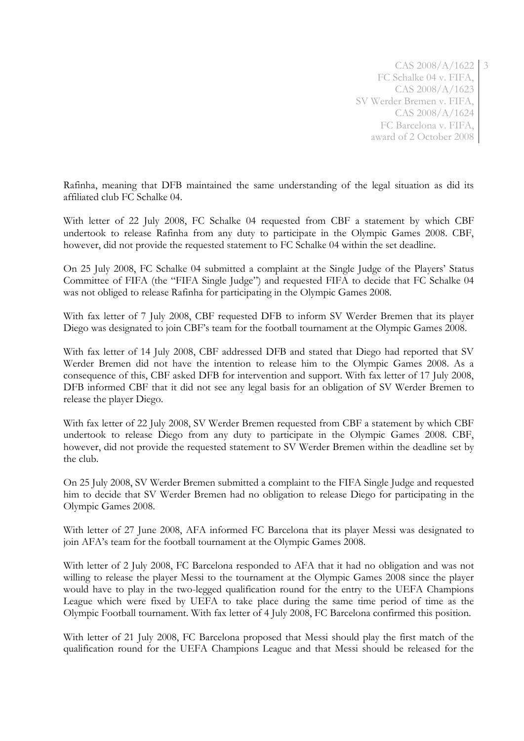Rafinha, meaning that DFB maintained the same understanding of the legal situation as did its affiliated club FC Schalke 04.

With letter of 22 July 2008, FC Schalke 04 requested from CBF a statement by which CBF undertook to release Rafinha from any duty to participate in the Olympic Games 2008. CBF, however, did not provide the requested statement to FC Schalke 04 within the set deadline.

On 25 July 2008, FC Schalke 04 submitted a complaint at the Single Judge of the Players' Status Committee of FIFA (the "FIFA Single Judge") and requested FIFA to decide that FC Schalke 04 was not obliged to release Rafinha for participating in the Olympic Games 2008.

With fax letter of 7 July 2008, CBF requested DFB to inform SV Werder Bremen that its player Diego was designated to join CBF's team for the football tournament at the Olympic Games 2008.

With fax letter of 14 July 2008, CBF addressed DFB and stated that Diego had reported that SV Werder Bremen did not have the intention to release him to the Olympic Games 2008. As a consequence of this, CBF asked DFB for intervention and support. With fax letter of 17 July 2008, DFB informed CBF that it did not see any legal basis for an obligation of SV Werder Bremen to release the player Diego.

With fax letter of 22 July 2008, SV Werder Bremen requested from CBF a statement by which CBF undertook to release Diego from any duty to participate in the Olympic Games 2008. CBF, however, did not provide the requested statement to SV Werder Bremen within the deadline set by the club.

On 25 July 2008, SV Werder Bremen submitted a complaint to the FIFA Single Judge and requested him to decide that SV Werder Bremen had no obligation to release Diego for participating in the Olympic Games 2008.

With letter of 27 June 2008, AFA informed FC Barcelona that its player Messi was designated to join AFA's team for the football tournament at the Olympic Games 2008.

With letter of 2 July 2008, FC Barcelona responded to AFA that it had no obligation and was not willing to release the player Messi to the tournament at the Olympic Games 2008 since the player would have to play in the two-legged qualification round for the entry to the UEFA Champions League which were fixed by UEFA to take place during the same time period of time as the Olympic Football tournament. With fax letter of 4 July 2008, FC Barcelona confirmed this position.

With letter of 21 July 2008, FC Barcelona proposed that Messi should play the first match of the qualification round for the UEFA Champions League and that Messi should be released for the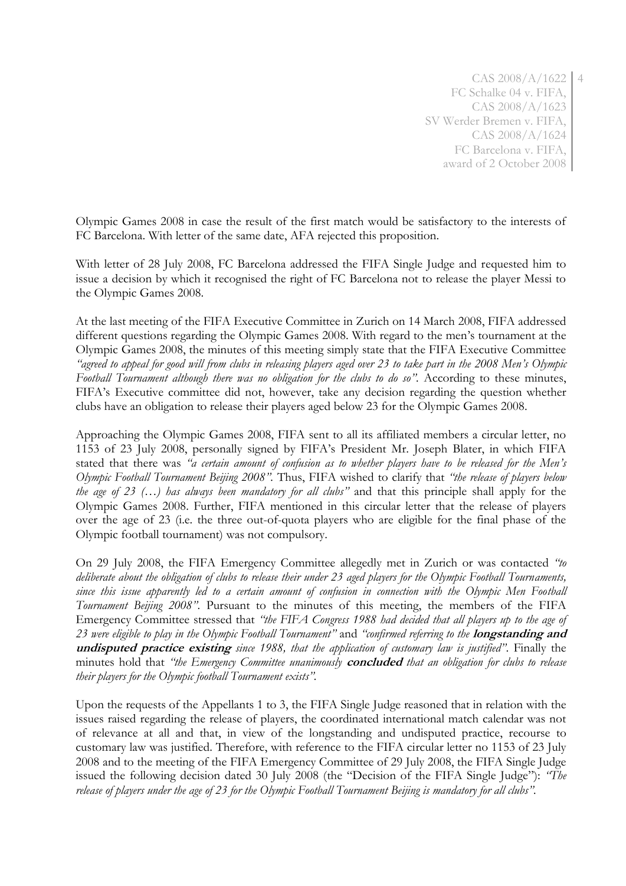Olympic Games 2008 in case the result of the first match would be satisfactory to the interests of FC Barcelona. With letter of the same date, AFA rejected this proposition.

With letter of 28 July 2008, FC Barcelona addressed the FIFA Single Judge and requested him to issue a decision by which it recognised the right of FC Barcelona not to release the player Messi to the Olympic Games 2008.

At the last meeting of the FIFA Executive Committee in Zurich on 14 March 2008, FIFA addressed different questions regarding the Olympic Games 2008. With regard to the men's tournament at the Olympic Games 2008, the minutes of this meeting simply state that the FIFA Executive Committee *"agreed to appeal for good will from clubs in releasing players aged over 23 to take part in the 2008 Men's Olympic Football Tournament although there was no obligation for the clubs to do so"*. According to these minutes, FIFA's Executive committee did not, however, take any decision regarding the question whether clubs have an obligation to release their players aged below 23 for the Olympic Games 2008.

Approaching the Olympic Games 2008, FIFA sent to all its affiliated members a circular letter, no 1153 of 23 July 2008, personally signed by FIFA's President Mr. Joseph Blater, in which FIFA stated that there was *"a certain amount of confusion as to whether players have to be released for the Men's Olympic Football Tournament Beijing 2008"*. Thus, FIFA wished to clarify that *"the release of players below the age of 23 (…) has always been mandatory for all clubs"* and that this principle shall apply for the Olympic Games 2008. Further, FIFA mentioned in this circular letter that the release of players over the age of 23 (i.e. the three out-of-quota players who are eligible for the final phase of the Olympic football tournament) was not compulsory.

On 29 July 2008, the FIFA Emergency Committee allegedly met in Zurich or was contacted *"to deliberate about the obligation of clubs to release their under 23 aged players for the Olympic Football Tournaments, since this issue apparently led to a certain amount of confusion in connection with the Olympic Men Football Tournament Beijing 2008"*. Pursuant to the minutes of this meeting, the members of the FIFA Emergency Committee stressed that *"the FIFA Congress 1988 had decided that all players up to the age of 23 were eligible to play in the Olympic Football Tournament"* and *"confirmed referring to the **longstanding and undisputed practice existing** since 1988, that the application of customary law is justified"*. Finally the minutes hold that *"the Emergency Committee unanimously **concluded** that an obligation for clubs to release their players for the Olympic football Tournament exists"*.

Upon the requests of the Appellants 1 to 3, the FIFA Single Judge reasoned that in relation with the issues raised regarding the release of players, the coordinated international match calendar was not of relevance at all and that, in view of the longstanding and undisputed practice, recourse to customary law was justified. Therefore, with reference to the FIFA circular letter no 1153 of 23 July 2008 and to the meeting of the FIFA Emergency Committee of 29 July 2008, the FIFA Single Judge issued the following decision dated 30 July 2008 (the "Decision of the FIFA Single Judge"): *"The release of players under the age of 23 for the Olympic Football Tournament Beijing is mandatory for all clubs"*.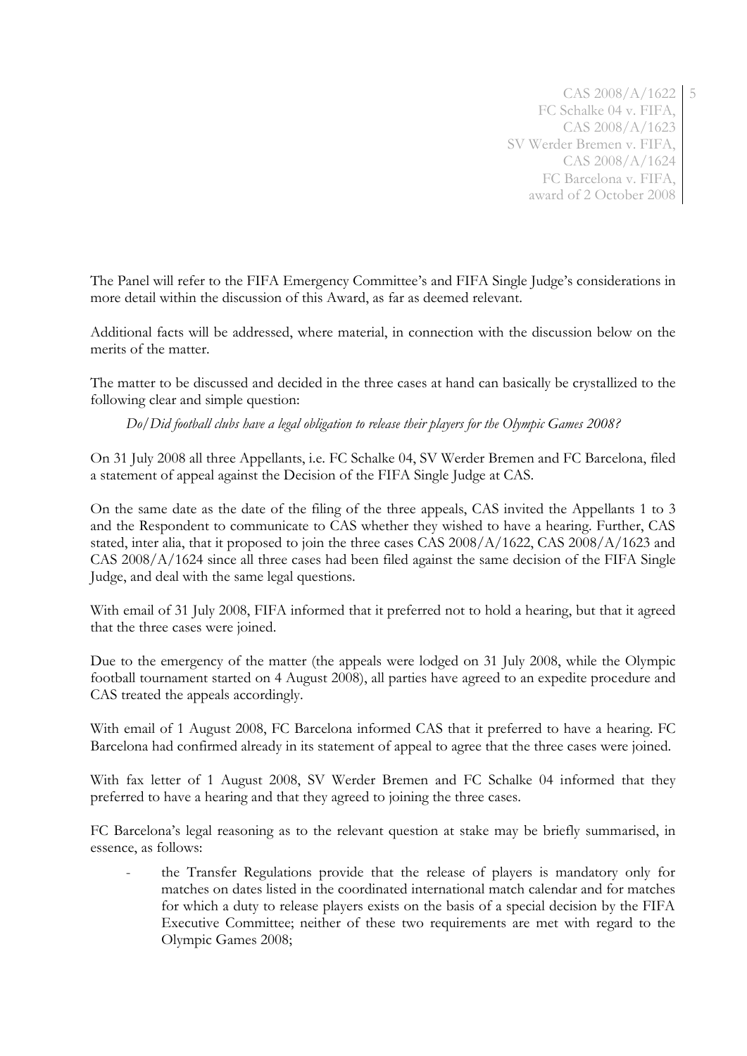The Panel will refer to the FIFA Emergency Committee's and FIFA Single Judge's considerations in more detail within the discussion of this Award, as far as deemed relevant.

Additional facts will be addressed, where material, in connection with the discussion below on the merits of the matter.

The matter to be discussed and decided in the three cases at hand can basically be crystallized to the following clear and simple question:

*Do/Did football clubs have a legal obligation to release their players for the Olympic Games 2008?*

On 31 July 2008 all three Appellants, i.e. FC Schalke 04, SV Werder Bremen and FC Barcelona, filed a statement of appeal against the Decision of the FIFA Single Judge at CAS.

On the same date as the date of the filing of the three appeals, CAS invited the Appellants 1 to 3 and the Respondent to communicate to CAS whether they wished to have a hearing. Further, CAS stated, inter alia, that it proposed to join the three cases CAS 2008/A/1622, CAS 2008/A/1623 and CAS 2008/A/1624 since all three cases had been filed against the same decision of the FIFA Single Judge, and deal with the same legal questions.

With email of 31 July 2008, FIFA informed that it preferred not to hold a hearing, but that it agreed that the three cases were joined.

Due to the emergency of the matter (the appeals were lodged on 31 July 2008, while the Olympic football tournament started on 4 August 2008), all parties have agreed to an expedite procedure and CAS treated the appeals accordingly.

With email of 1 August 2008, FC Barcelona informed CAS that it preferred to have a hearing. FC Barcelona had confirmed already in its statement of appeal to agree that the three cases were joined.

With fax letter of 1 August 2008, SV Werder Bremen and FC Schalke 04 informed that they preferred to have a hearing and that they agreed to joining the three cases.

FC Barcelona's legal reasoning as to the relevant question at stake may be briefly summarised, in essence, as follows:

- the Transfer Regulations provide that the release of players is mandatory only for matches on dates listed in the coordinated international match calendar and for matches for which a duty to release players exists on the basis of a special decision by the FIFA Executive Committee; neither of these two requirements are met with regard to the Olympic Games 2008;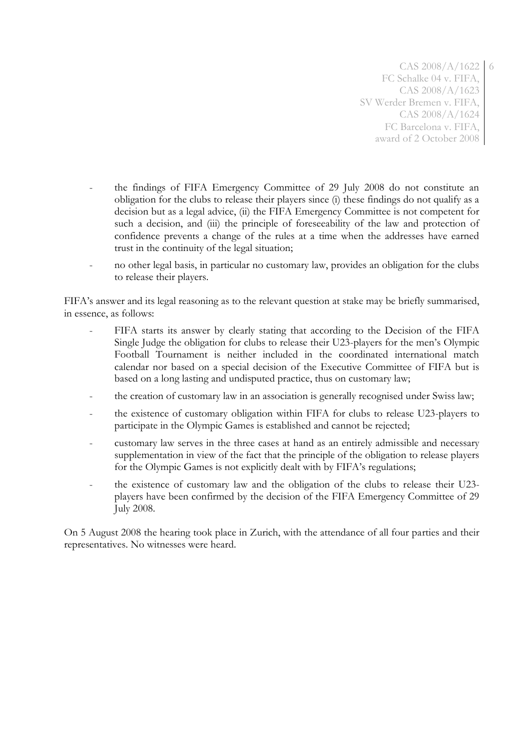- the findings of FIFA Emergency Committee of 29 July 2008 do not constitute an obligation for the clubs to release their players since (i) these findings do not qualify as a decision but as a legal advice, (ii) the FIFA Emergency Committee is not competent for such a decision, and (iii) the principle of foreseeability of the law and protection of confidence prevents a change of the rules at a time when the addresses have earned trust in the continuity of the legal situation;
- no other legal basis, in particular no customary law, provides an obligation for the clubs to release their players.

FIFA's answer and its legal reasoning as to the relevant question at stake may be briefly summarised, in essence, as follows:

- FIFA starts its answer by clearly stating that according to the Decision of the FIFA Single Judge the obligation for clubs to release their U23-players for the men's Olympic Football Tournament is neither included in the coordinated international match calendar nor based on a special decision of the Executive Committee of FIFA but is based on a long lasting and undisputed practice, thus on customary law;
- the creation of customary law in an association is generally recognised under Swiss law;
- the existence of customary obligation within FIFA for clubs to release U23-players to participate in the Olympic Games is established and cannot be rejected;
- customary law serves in the three cases at hand as an entirely admissible and necessary supplementation in view of the fact that the principle of the obligation to release players for the Olympic Games is not explicitly dealt with by FIFA's regulations;
- the existence of customary law and the obligation of the clubs to release their U23-players have been confirmed by the decision of the FIFA Emergency Committee of 29 July 2008.

On 5 August 2008 the hearing took place in Zurich, with the attendance of all four parties and their representatives. No witnesses were heard.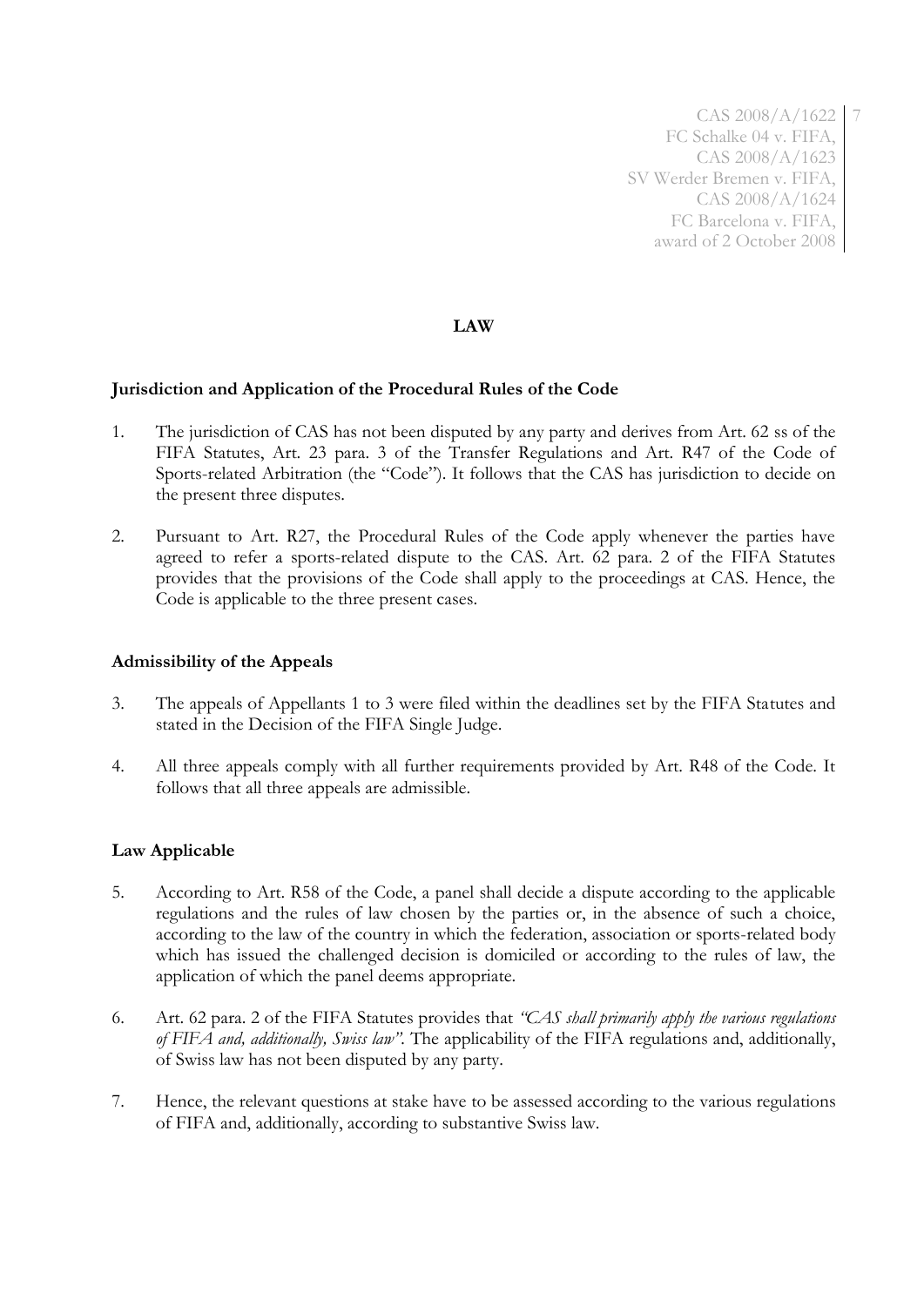## LAW

### Jurisdiction and Application of the Procedural Rules of the Code

1. The jurisdiction of CAS has not been disputed by any party and derives from Art. 62 ss of the FIFA Statutes, Art. 23 para. 3 of the Transfer Regulations and Art. R47 of the Code of Sports-related Arbitration (the "Code"). It follows that the CAS has jurisdiction to decide on the present three disputes.

2. Pursuant to Art. R27, the Procedural Rules of the Code apply whenever the parties have agreed to refer a sports-related dispute to the CAS. Art. 62 para. 2 of the FIFA Statutes provides that the provisions of the Code shall apply to the proceedings at CAS. Hence, the Code is applicable to the three present cases.

### Admissibility of the Appeals

3. The appeals of Appellants 1 to 3 were filed within the deadlines set by the FIFA Statutes and stated in the Decision of the FIFA Single Judge.

4. All three appeals comply with all further requirements provided by Art. R48 of the Code. It follows that all three appeals are admissible.

### Law Applicable

5. According to Art. R58 of the Code, a panel shall decide a dispute according to the applicable regulations and the rules of law chosen by the parties or, in the absence of such a choice, according to the law of the country in which the federation, association or sports-related body which has issued the challenged decision is domiciled or according to the rules of law, the application of which the panel deems appropriate.

6. Art. 62 para. 2 of the FIFA Statutes provides that *"CAS shall primarily apply the various regulations of FIFA and, additionally, Swiss law"*. The applicability of the FIFA regulations and, additionally, of Swiss law has not been disputed by any party.

7. Hence, the relevant questions at stake have to be assessed according to the various regulations of FIFA and, additionally, according to substantive Swiss law.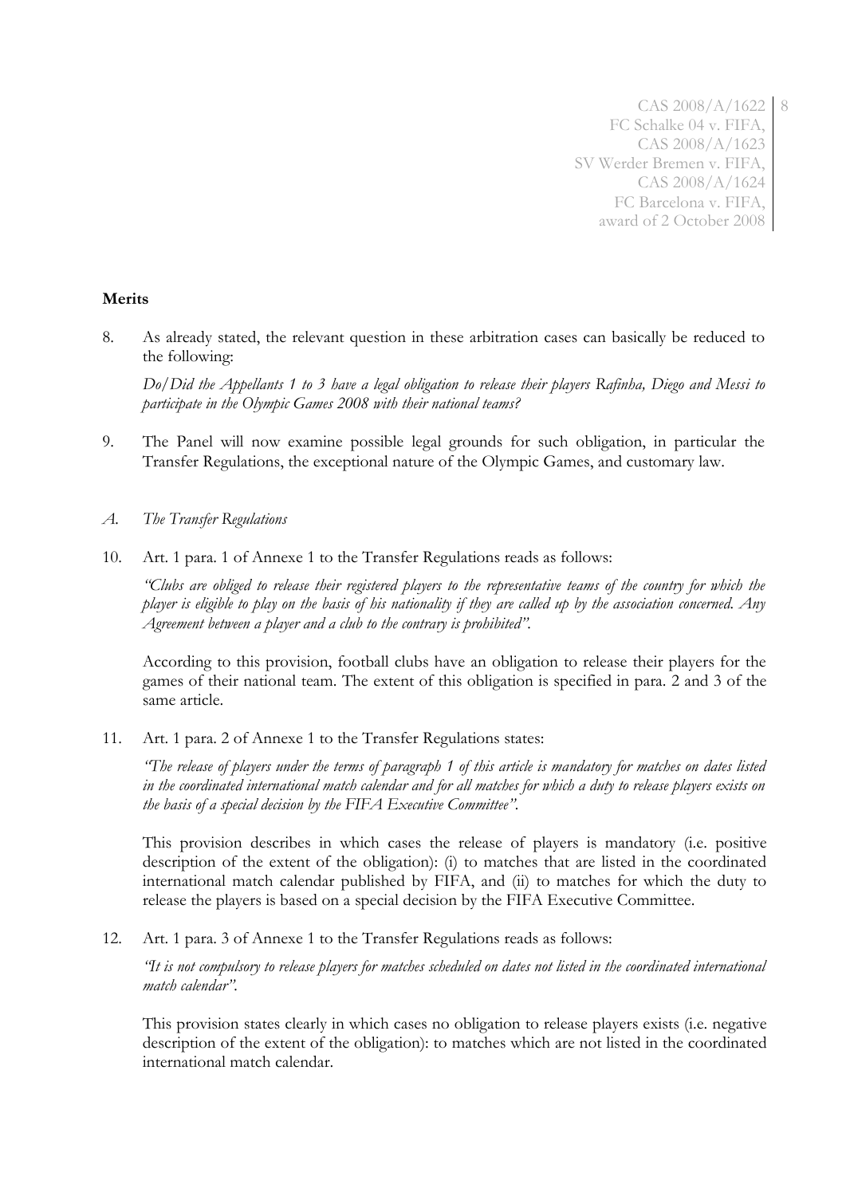**Merits**

8. As already stated, the relevant question in these arbitration cases can basically be reduced to the following:

   *Do/Did the Appellants 1 to 3 have a legal obligation to release their players Rafinha, Diego and Messi to participate in the Olympic Games 2008 with their national teams?*

9. The Panel will now examine possible legal grounds for such obligation, in particular the Transfer Regulations, the exceptional nature of the Olympic Games, and customary law.

*A. The Transfer Regulations*

10. Art. 1 para. 1 of Annexe 1 to the Transfer Regulations reads as follows:

    *"Clubs are obliged to release their registered players to the representative teams of the country for which the player is eligible to play on the basis of his nationality if they are called up by the association concerned. Any Agreement between a player and a club to the contrary is prohibited".*

    According to this provision, football clubs have an obligation to release their players for the games of their national team. The extent of this obligation is specified in para. 2 and 3 of the same article.

11. Art. 1 para. 2 of Annexe 1 to the Transfer Regulations states:

    *"The release of players under the terms of paragraph 1 of this article is mandatory for matches on dates listed in the coordinated international match calendar and for all matches for which a duty to release players exists on the basis of a special decision by the FIFA Executive Committee".*

    This provision describes in which cases the release of players is mandatory (i.e. positive description of the extent of the obligation): (i) to matches that are listed in the coordinated international match calendar published by FIFA, and (ii) to matches for which the duty to release the players is based on a special decision by the FIFA Executive Committee.

12. Art. 1 para. 3 of Annexe 1 to the Transfer Regulations reads as follows:

    *"It is not compulsory to release players for matches scheduled on dates not listed in the coordinated international match calendar".*

    This provision states clearly in which cases no obligation to release players exists (i.e. negative description of the extent of the obligation): to matches which are not listed in the coordinated international match calendar.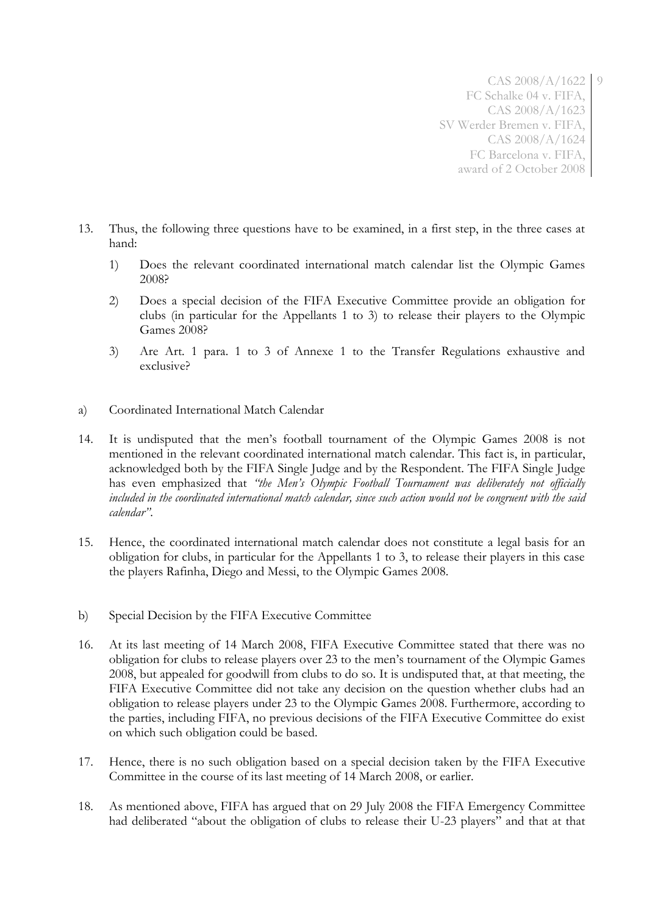13. Thus, the following three questions have to be examined, in a first step, in the three cases at hand:

    1) Does the relevant coordinated international match calendar list the Olympic Games 2008?

    2) Does a special decision of the FIFA Executive Committee provide an obligation for clubs (in particular for the Appellants 1 to 3) to release their players to the Olympic Games 2008?

    3) Are Art. 1 para. 1 to 3 of Annexe 1 to the Transfer Regulations exhaustive and exclusive?

a) Coordinated International Match Calendar

14. It is undisputed that the men's football tournament of the Olympic Games 2008 is not mentioned in the relevant coordinated international match calendar. This fact is, in particular, acknowledged both by the FIFA Single Judge and by the Respondent. The FIFA Single Judge has even emphasized that *"the Men's Olympic Football Tournament was deliberately not officially included in the coordinated international match calendar, since such action would not be congruent with the said calendar"*.

15. Hence, the coordinated international match calendar does not constitute a legal basis for an obligation for clubs, in particular for the Appellants 1 to 3, to release their players in this case the players Rafinha, Diego and Messi, to the Olympic Games 2008.

b) Special Decision by the FIFA Executive Committee

16. At its last meeting of 14 March 2008, FIFA Executive Committee stated that there was no obligation for clubs to release players over 23 to the men's tournament of the Olympic Games 2008, but appealed for goodwill from clubs to do so. It is undisputed that, at that meeting, the FIFA Executive Committee did not take any decision on the question whether clubs had an obligation to release players under 23 to the Olympic Games 2008. Furthermore, according to the parties, including FIFA, no previous decisions of the FIFA Executive Committee do exist on which such obligation could be based.

17. Hence, there is no such obligation based on a special decision taken by the FIFA Executive Committee in the course of its last meeting of 14 March 2008, or earlier.

18. As mentioned above, FIFA has argued that on 29 July 2008 the FIFA Emergency Committee had deliberated "about the obligation of clubs to release their U-23 players" and that at that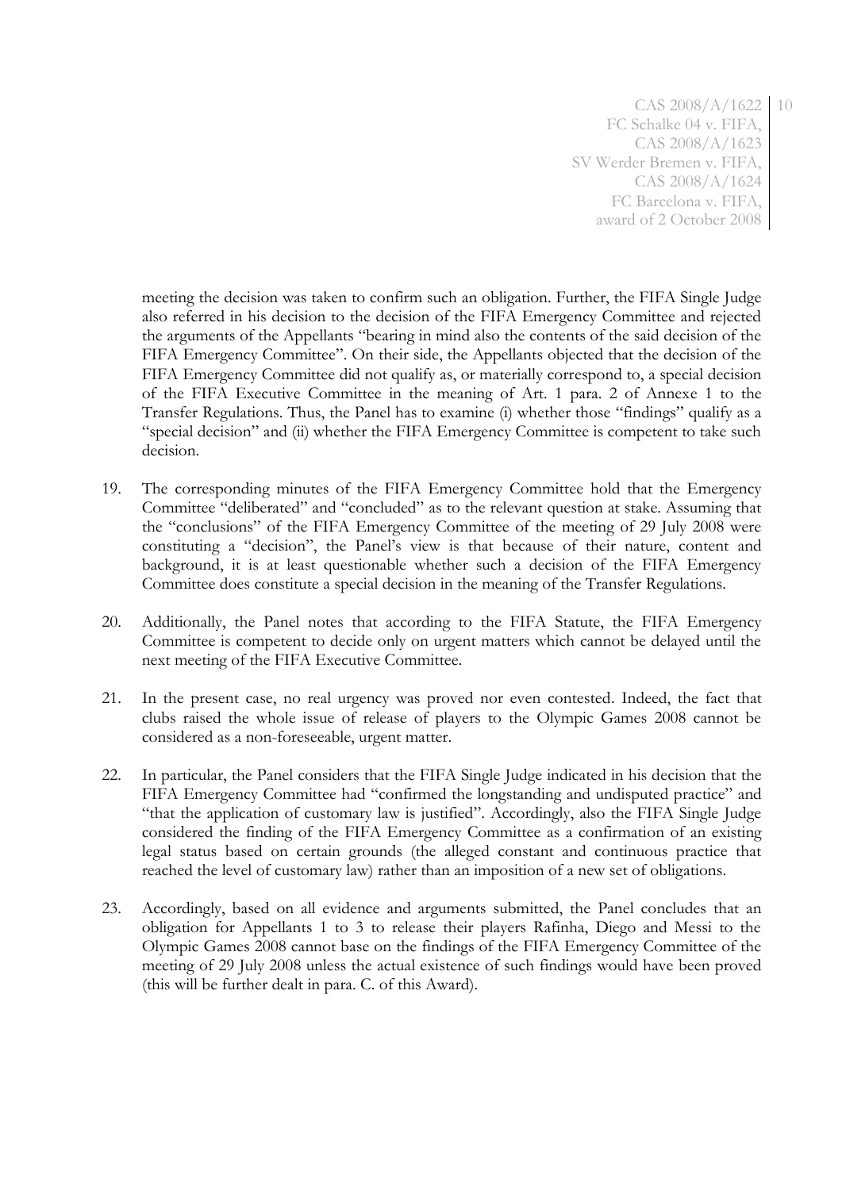meeting the decision was taken to confirm such an obligation. Further, the FIFA Single Judge also referred in his decision to the decision of the FIFA Emergency Committee and rejected the arguments of the Appellants "bearing in mind also the contents of the said decision of the FIFA Emergency Committee". On their side, the Appellants objected that the decision of the FIFA Emergency Committee did not qualify as, or materially correspond to, a special decision of the FIFA Executive Committee in the meaning of Art. 1 para. 2 of Annexe 1 to the Transfer Regulations. Thus, the Panel has to examine (i) whether those "findings" qualify as a "special decision" and (ii) whether the FIFA Emergency Committee is competent to take such decision.

19. The corresponding minutes of the FIFA Emergency Committee hold that the Emergency Committee "deliberated" and "concluded" as to the relevant question at stake. Assuming that the "conclusions" of the FIFA Emergency Committee of the meeting of 29 July 2008 were constituting a "decision", the Panel's view is that because of their nature, content and background, it is at least questionable whether such a decision of the FIFA Emergency Committee does constitute a special decision in the meaning of the Transfer Regulations.

20. Additionally, the Panel notes that according to the FIFA Statute, the FIFA Emergency Committee is competent to decide only on urgent matters which cannot be delayed until the next meeting of the FIFA Executive Committee.

21. In the present case, no real urgency was proved nor even contested. Indeed, the fact that clubs raised the whole issue of release of players to the Olympic Games 2008 cannot be considered as a non-foreseeable, urgent matter.

22. In particular, the Panel considers that the FIFA Single Judge indicated in his decision that the FIFA Emergency Committee had "confirmed the longstanding and undisputed practice" and "that the application of customary law is justified". Accordingly, also the FIFA Single Judge considered the finding of the FIFA Emergency Committee as a confirmation of an existing legal status based on certain grounds (the alleged constant and continuous practice that reached the level of customary law) rather than an imposition of a new set of obligations.

23. Accordingly, based on all evidence and arguments submitted, the Panel concludes that an obligation for Appellants 1 to 3 to release their players Rafinha, Diego and Messi to the Olympic Games 2008 cannot base on the findings of the FIFA Emergency Committee of the meeting of 29 July 2008 unless the actual existence of such findings would have been proved (this will be further dealt in para. C. of this Award).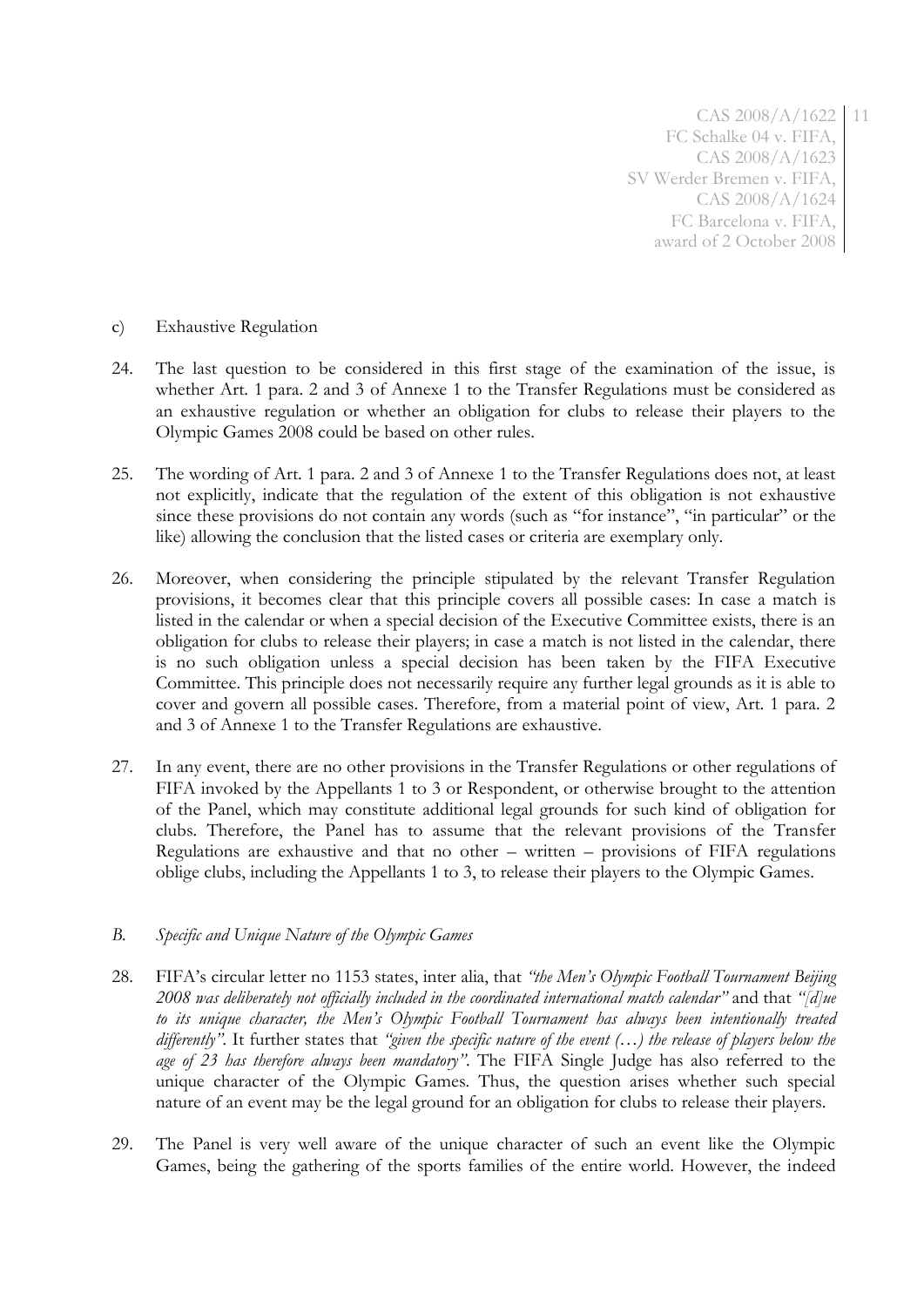c) Exhaustive Regulation

24. The last question to be considered in this first stage of the examination of the issue, is whether Art. 1 para. 2 and 3 of Annexe 1 to the Transfer Regulations must be considered as an exhaustive regulation or whether an obligation for clubs to release their players to the Olympic Games 2008 could be based on other rules.

25. The wording of Art. 1 para. 2 and 3 of Annexe 1 to the Transfer Regulations does not, at least not explicitly, indicate that the regulation of the extent of this obligation is not exhaustive since these provisions do not contain any words (such as "for instance", "in particular" or the like) allowing the conclusion that the listed cases or criteria are exemplary only.

26. Moreover, when considering the principle stipulated by the relevant Transfer Regulation provisions, it becomes clear that this principle covers all possible cases: In case a match is listed in the calendar or when a special decision of the Executive Committee exists, there is an obligation for clubs to release their players; in case a match is not listed in the calendar, there is no such obligation unless a special decision has been taken by the FIFA Executive Committee. This principle does not necessarily require any further legal grounds as it is able to cover and govern all possible cases. Therefore, from a material point of view, Art. 1 para. 2 and 3 of Annexe 1 to the Transfer Regulations are exhaustive.

27. In any event, there are no other provisions in the Transfer Regulations or other regulations of FIFA invoked by the Appellants 1 to 3 or Respondent, or otherwise brought to the attention of the Panel, which may constitute additional legal grounds for such kind of obligation for clubs. Therefore, the Panel has to assume that the relevant provisions of the Transfer Regulations are exhaustive and that no other – written – provisions of FIFA regulations oblige clubs, including the Appellants 1 to 3, to release their players to the Olympic Games.

*B. Specific and Unique Nature of the Olympic Games*

28. FIFA's circular letter no 1153 states, inter alia, that *"the Men's Olympic Football Tournament Beijing 2008 was deliberately not officially included in the coordinated international match calendar"* and that *"[d]ue to its unique character, the Men's Olympic Football Tournament has always been intentionally treated differently"*. It further states that *"given the specific nature of the event (…) the release of players below the age of 23 has therefore always been mandatory"*. The FIFA Single Judge has also referred to the unique character of the Olympic Games. Thus, the question arises whether such special nature of an event may be the legal ground for an obligation for clubs to release their players.

29. The Panel is very well aware of the unique character of such an event like the Olympic Games, being the gathering of the sports families of the entire world. However, the indeed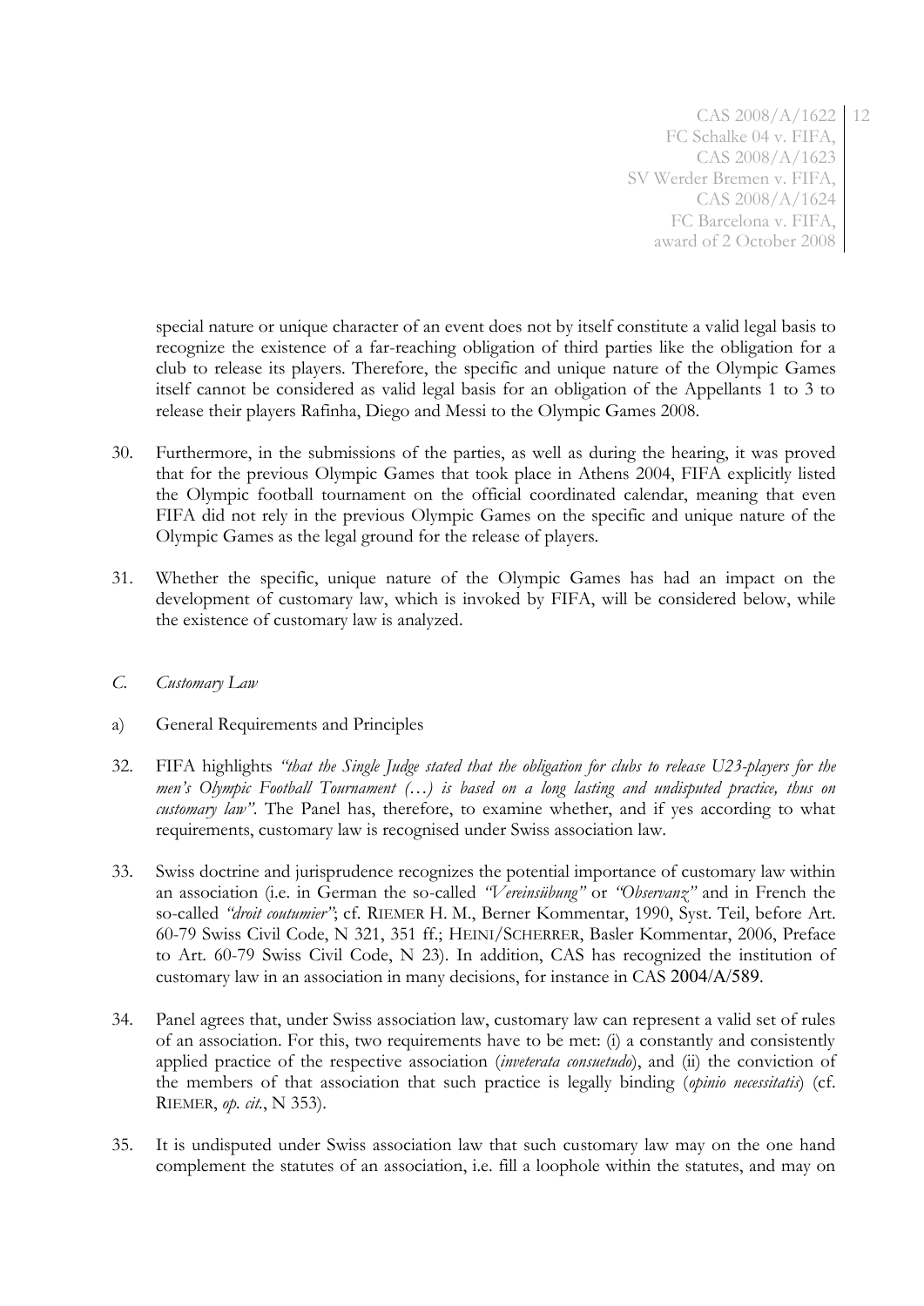special nature or unique character of an event does not by itself constitute a valid legal basis to recognize the existence of a far-reaching obligation of third parties like the obligation for a club to release its players. Therefore, the specific and unique nature of the Olympic Games itself cannot be considered as valid legal basis for an obligation of the Appellants 1 to 3 to release their players Rafinha, Diego and Messi to the Olympic Games 2008.

30. Furthermore, in the submissions of the parties, as well as during the hearing, it was proved that for the previous Olympic Games that took place in Athens 2004, FIFA explicitly listed the Olympic football tournament on the official coordinated calendar, meaning that even FIFA did not rely in the previous Olympic Games on the specific and unique nature of the Olympic Games as the legal ground for the release of players.

31. Whether the specific, unique nature of the Olympic Games has had an impact on the development of customary law, which is invoked by FIFA, will be considered below, while the existence of customary law is analyzed.

*C. Customary Law*

a) General Requirements and Principles

32. FIFA highlights *"that the Single Judge stated that the obligation for clubs to release U23-players for the men's Olympic Football Tournament (…) is based on a long lasting and undisputed practice, thus on customary law"*. The Panel has, therefore, to examine whether, and if yes according to what requirements, customary law is recognised under Swiss association law.

33. Swiss doctrine and jurisprudence recognizes the potential importance of customary law within an association (i.e. in German the so-called *"Vereinsübung"* or *"Observanz"* and in French the so-called *"droit coutumier"*; cf. RIEMER H. M., Berner Kommentar, 1990, Syst. Teil, before Art. 60-79 Swiss Civil Code, N 321, 351 ff.; HEINI/SCHERRER, Basler Kommentar, 2006, Preface to Art. 60-79 Swiss Civil Code, N 23). In addition, CAS has recognized the institution of customary law in an association in many decisions, for instance in CAS 2004/A/589.

34. Panel agrees that, under Swiss association law, customary law can represent a valid set of rules of an association. For this, two requirements have to be met: (i) a constantly and consistently applied practice of the respective association (*inveterata consuetudo*), and (ii) the conviction of the members of that association that such practice is legally binding (*opinio necessitatis*) (cf. RIEMER, *op. cit.*, N 353).

35. It is undisputed under Swiss association law that such customary law may on the one hand complement the statutes of an association, i.e. fill a loophole within the statutes, and may on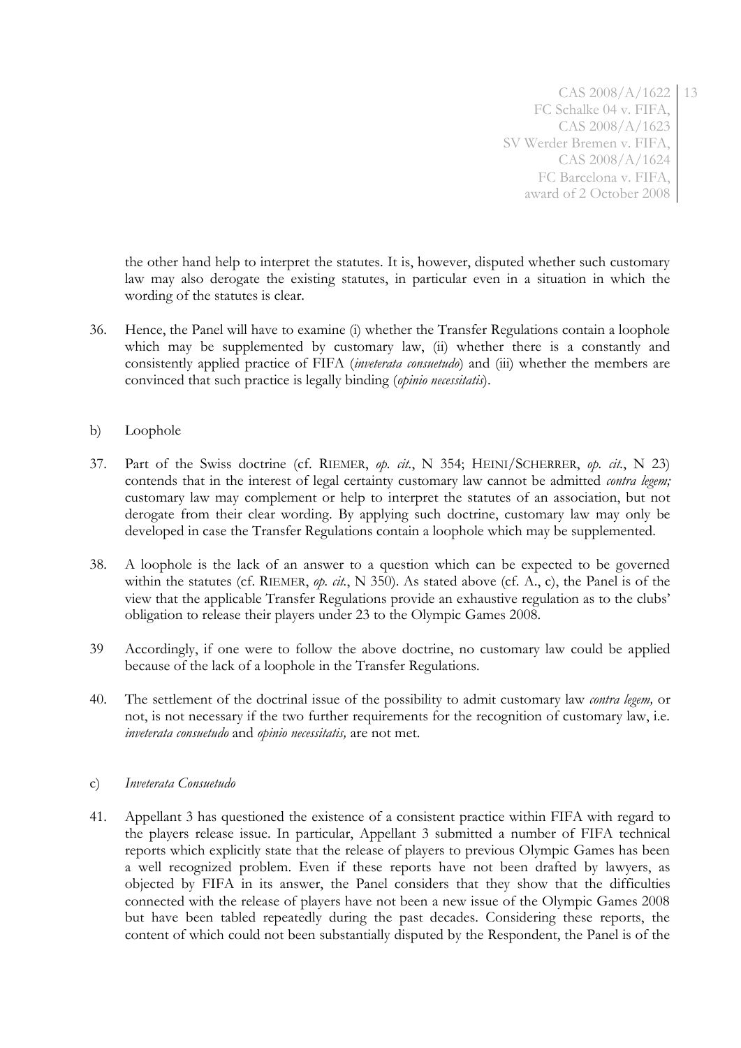the other hand help to interpret the statutes. It is, however, disputed whether such customary law may also derogate the existing statutes, in particular even in a situation in which the wording of the statutes is clear.

36. Hence, the Panel will have to examine (i) whether the Transfer Regulations contain a loophole which may be supplemented by customary law, (ii) whether there is a constantly and consistently applied practice of FIFA (*inveterata consuetudo*) and (iii) whether the members are convinced that such practice is legally binding (*opinio necessitatis*).

b) Loophole

37. Part of the Swiss doctrine (cf. RIEMER, *op. cit.*, N 354; HEINI/SCHERRER, *op. cit.*, N 23) contends that in the interest of legal certainty customary law cannot be admitted *contra legem;* customary law may complement or help to interpret the statutes of an association, but not derogate from their clear wording. By applying such doctrine, customary law may only be developed in case the Transfer Regulations contain a loophole which may be supplemented.

38. A loophole is the lack of an answer to a question which can be expected to be governed within the statutes (cf. RIEMER, *op. cit.*, N 350). As stated above (cf. A., c), the Panel is of the view that the applicable Transfer Regulations provide an exhaustive regulation as to the clubs' obligation to release their players under 23 to the Olympic Games 2008.

39 Accordingly, if one were to follow the above doctrine, no customary law could be applied because of the lack of a loophole in the Transfer Regulations.

40. The settlement of the doctrinal issue of the possibility to admit customary law *contra legem,* or not, is not necessary if the two further requirements for the recognition of customary law, i.e. *inveterata consuetudo* and *opinio necessitatis,* are not met.

c) *Inveterata Consuetudo*

41. Appellant 3 has questioned the existence of a consistent practice within FIFA with regard to the players release issue. In particular, Appellant 3 submitted a number of FIFA technical reports which explicitly state that the release of players to previous Olympic Games has been a well recognized problem. Even if these reports have not been drafted by lawyers, as objected by FIFA in its answer, the Panel considers that they show that the difficulties connected with the release of players have not been a new issue of the Olympic Games 2008 but have been tabled repeatedly during the past decades. Considering these reports, the content of which could not been substantially disputed by the Respondent, the Panel is of the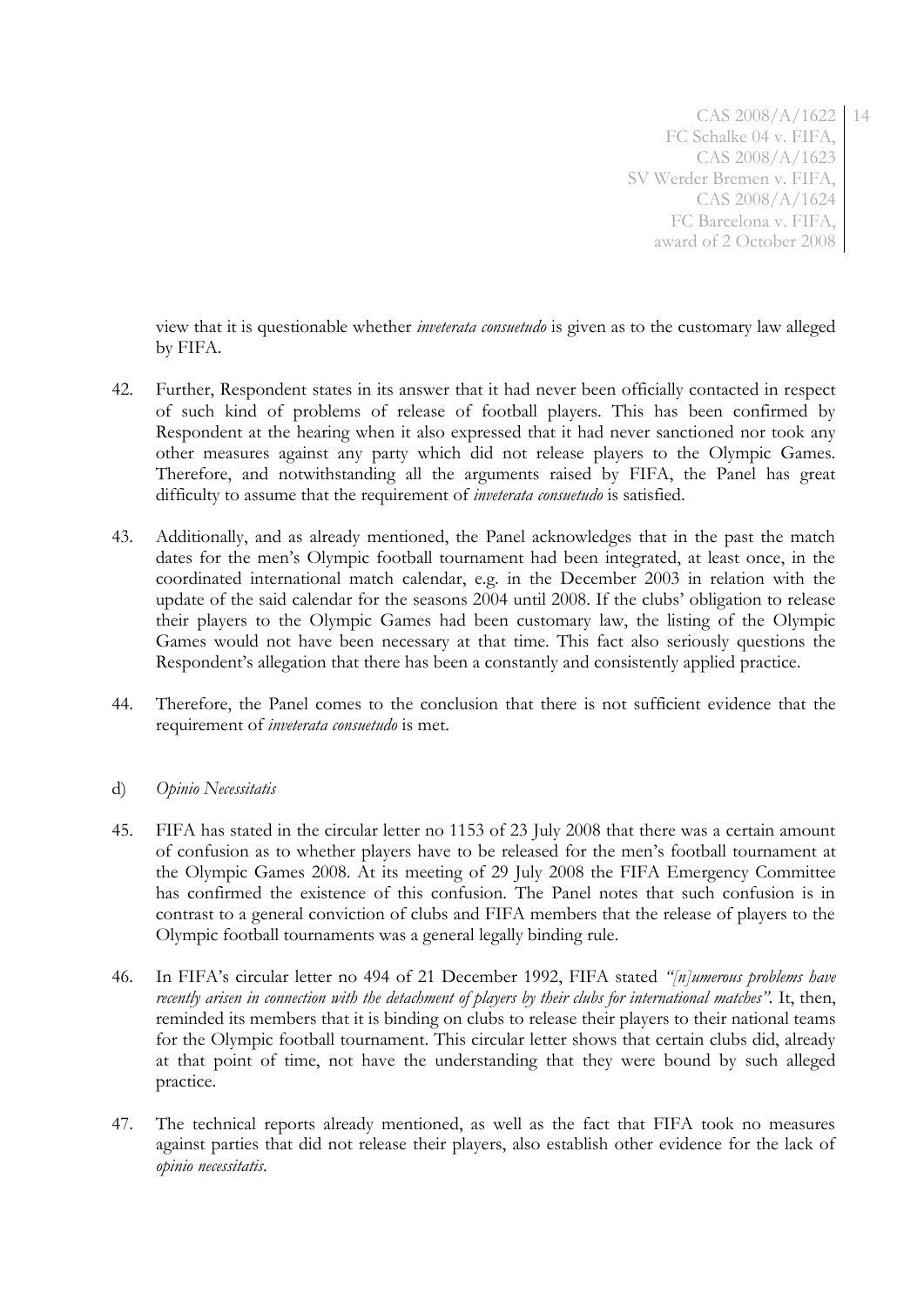view that it is questionable whether *inveterata consuetudo* is given as to the customary law alleged by FIFA.

42. Further, Respondent states in its answer that it had never been officially contacted in respect of such kind of problems of release of football players. This has been confirmed by Respondent at the hearing when it also expressed that it had never sanctioned nor took any other measures against any party which did not release players to the Olympic Games. Therefore, and notwithstanding all the arguments raised by FIFA, the Panel has great difficulty to assume that the requirement of *inveterata consuetudo* is satisfied.

43. Additionally, and as already mentioned, the Panel acknowledges that in the past the match dates for the men's Olympic football tournament had been integrated, at least once, in the coordinated international match calendar, e.g. in the December 2003 in relation with the update of the said calendar for the seasons 2004 until 2008. If the clubs' obligation to release their players to the Olympic Games had been customary law, the listing of the Olympic Games would not have been necessary at that time. This fact also seriously questions the Respondent's allegation that there has been a constantly and consistently applied practice.

44. Therefore, the Panel comes to the conclusion that there is not sufficient evidence that the requirement of *inveterata consuetudo* is met.

d) *Opinio Necessitatis*

45. FIFA has stated in the circular letter no 1153 of 23 July 2008 that there was a certain amount of confusion as to whether players have to be released for the men's football tournament at the Olympic Games 2008. At its meeting of 29 July 2008 the FIFA Emergency Committee has confirmed the existence of this confusion. The Panel notes that such confusion is in contrast to a general conviction of clubs and FIFA members that the release of players to the Olympic football tournaments was a general legally binding rule.

46. In FIFA's circular letter no 494 of 21 December 1992, FIFA stated *"[n]umerous problems have recently arisen in connection with the detachment of players by their clubs for international matches"*. It, then, reminded its members that it is binding on clubs to release their players to their national teams for the Olympic football tournament. This circular letter shows that certain clubs did, already at that point of time, not have the understanding that they were bound by such alleged practice.

47. The technical reports already mentioned, as well as the fact that FIFA took no measures against parties that did not release their players, also establish other evidence for the lack of *opinio necessitatis*.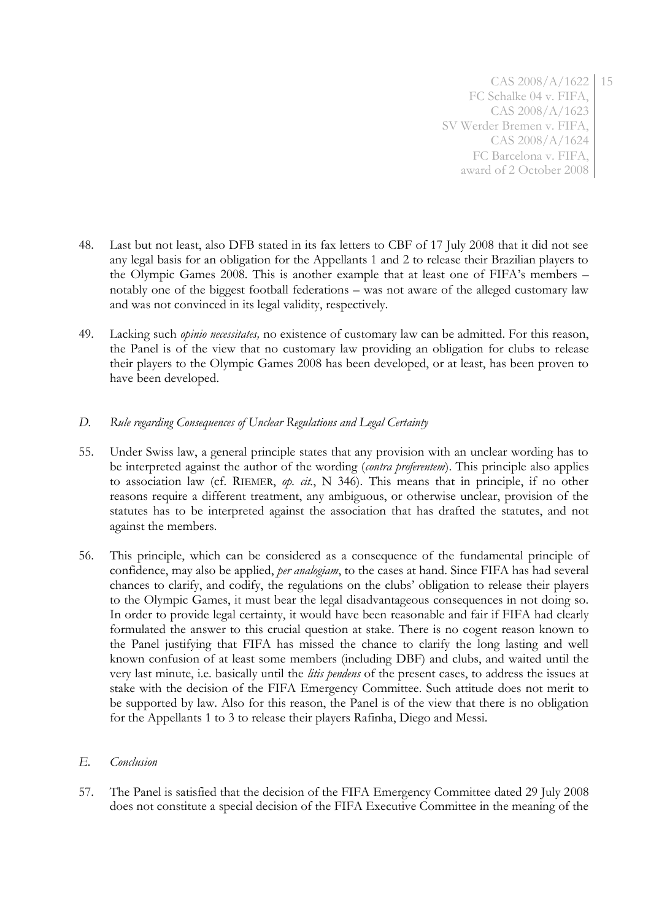48. Last but not least, also DFB stated in its fax letters to CBF of 17 July 2008 that it did not see any legal basis for an obligation for the Appellants 1 and 2 to release their Brazilian players to the Olympic Games 2008. This is another example that at least one of FIFA's members – notably one of the biggest football federations – was not aware of the alleged customary law and was not convinced in its legal validity, respectively.

49. Lacking such *opinio necessitates,* no existence of customary law can be admitted. For this reason, the Panel is of the view that no customary law providing an obligation for clubs to release their players to the Olympic Games 2008 has been developed, or at least, has been proven to have been developed.

### *D. Rule regarding Consequences of Unclear Regulations and Legal Certainty*

55. Under Swiss law, a general principle states that any provision with an unclear wording has to be interpreted against the author of the wording (*contra proferentem*). This principle also applies to association law (cf. RIEMER, *op. cit.*, N 346). This means that in principle, if no other reasons require a different treatment, any ambiguous, or otherwise unclear, provision of the statutes has to be interpreted against the association that has drafted the statutes, and not against the members.

56. This principle, which can be considered as a consequence of the fundamental principle of confidence, may also be applied, *per analogiam*, to the cases at hand. Since FIFA has had several chances to clarify, and codify, the regulations on the clubs' obligation to release their players to the Olympic Games, it must bear the legal disadvantageous consequences in not doing so. In order to provide legal certainty, it would have been reasonable and fair if FIFA had clearly formulated the answer to this crucial question at stake. There is no cogent reason known to the Panel justifying that FIFA has missed the chance to clarify the long lasting and well known confusion of at least some members (including DBF) and clubs, and waited until the very last minute, i.e. basically until the *litis pendens* of the present cases, to address the issues at stake with the decision of the FIFA Emergency Committee. Such attitude does not merit to be supported by law. Also for this reason, the Panel is of the view that there is no obligation for the Appellants 1 to 3 to release their players Rafinha, Diego and Messi.

### *E. Conclusion*

57. The Panel is satisfied that the decision of the FIFA Emergency Committee dated 29 July 2008 does not constitute a special decision of the FIFA Executive Committee in the meaning of the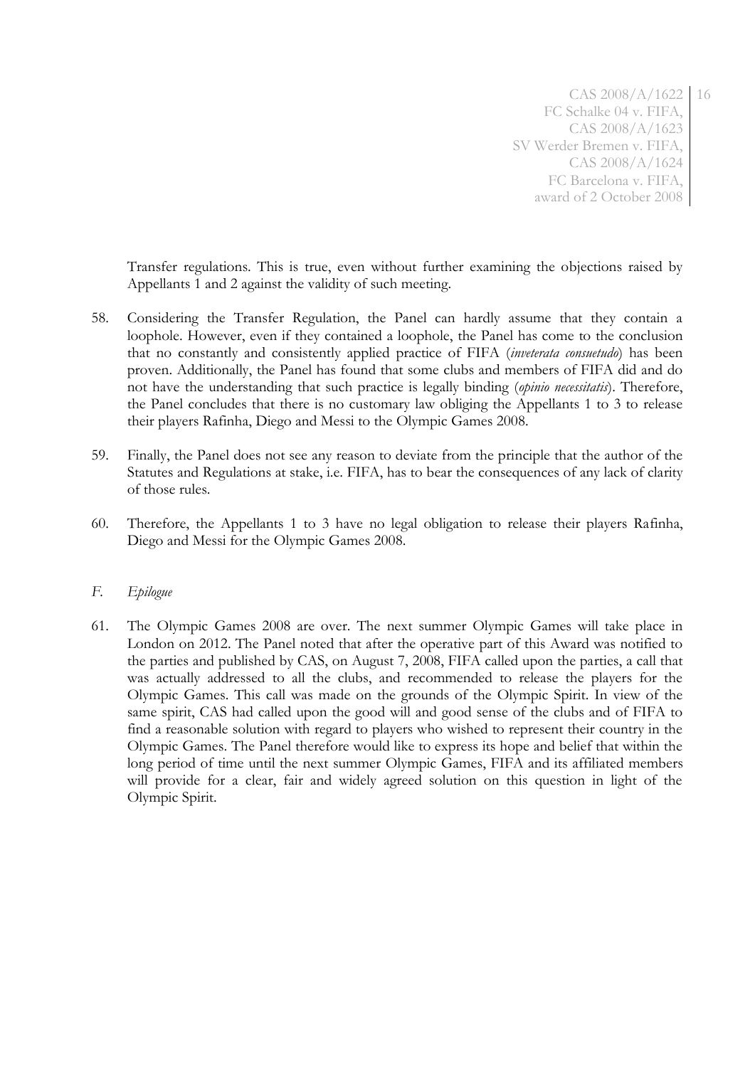Transfer regulations. This is true, even without further examining the objections raised by Appellants 1 and 2 against the validity of such meeting.

58. Considering the Transfer Regulation, the Panel can hardly assume that they contain a loophole. However, even if they contained a loophole, the Panel has come to the conclusion that no constantly and consistently applied practice of FIFA (*inveterata consuetudo*) has been proven. Additionally, the Panel has found that some clubs and members of FIFA did and do not have the understanding that such practice is legally binding (*opinio necessitatis*). Therefore, the Panel concludes that there is no customary law obliging the Appellants 1 to 3 to release their players Rafinha, Diego and Messi to the Olympic Games 2008.

59. Finally, the Panel does not see any reason to deviate from the principle that the author of the Statutes and Regulations at stake, i.e. FIFA, has to bear the consequences of any lack of clarity of those rules.

60. Therefore, the Appellants 1 to 3 have no legal obligation to release their players Rafinha, Diego and Messi for the Olympic Games 2008.

## *F. Epilogue*

61. The Olympic Games 2008 are over. The next summer Olympic Games will take place in London on 2012. The Panel noted that after the operative part of this Award was notified to the parties and published by CAS, on August 7, 2008, FIFA called upon the parties, a call that was actually addressed to all the clubs, and recommended to release the players for the Olympic Games. This call was made on the grounds of the Olympic Spirit. In view of the same spirit, CAS had called upon the good will and good sense of the clubs and of FIFA to find a reasonable solution with regard to players who wished to represent their country in the Olympic Games. The Panel therefore would like to express its hope and belief that within the long period of time until the next summer Olympic Games, FIFA and its affiliated members will provide for a clear, fair and widely agreed solution on this question in light of the Olympic Spirit.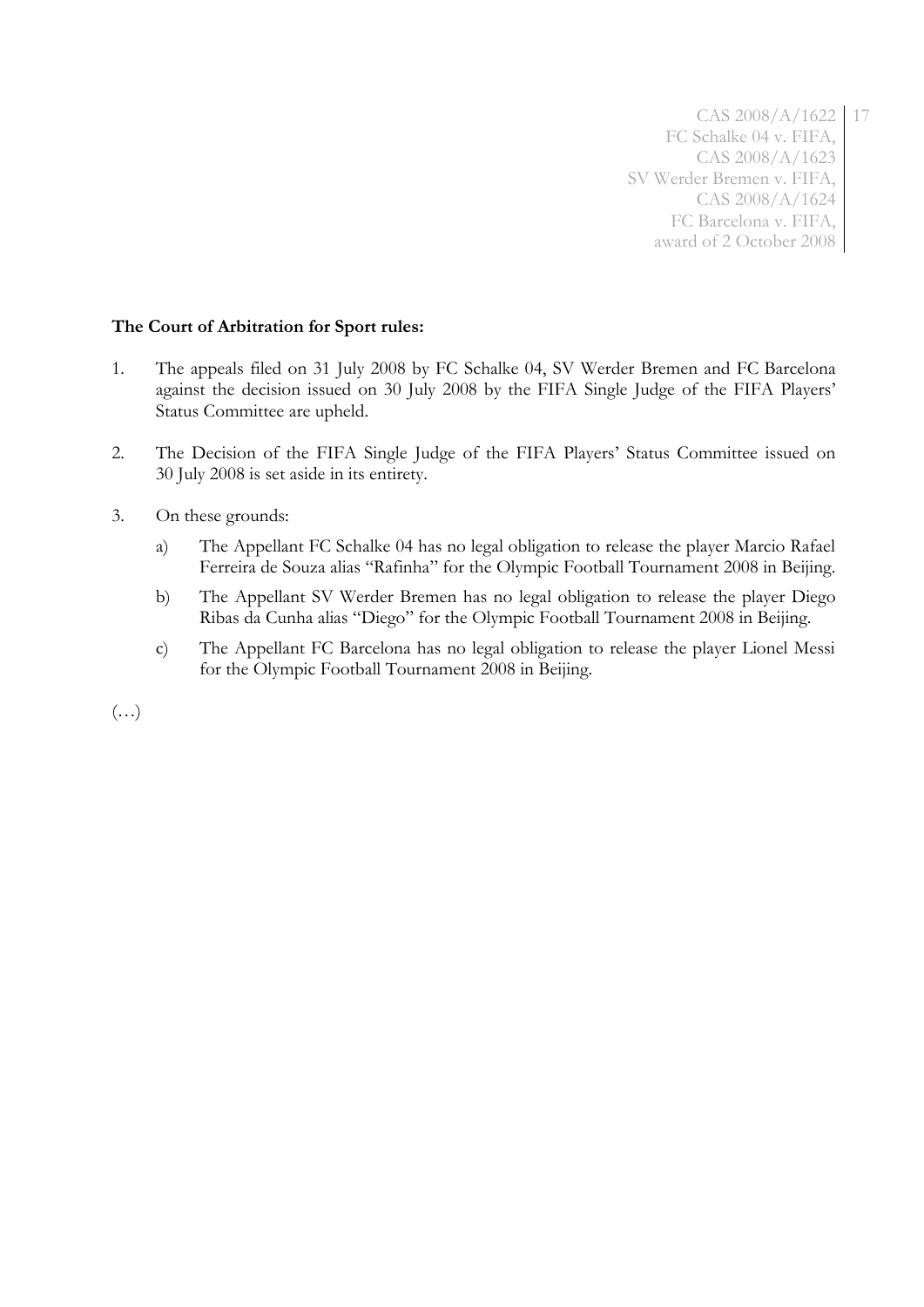**The Court of Arbitration for Sport rules:**

1. The appeals filed on 31 July 2008 by FC Schalke 04, SV Werder Bremen and FC Barcelona against the decision issued on 30 July 2008 by the FIFA Single Judge of the FIFA Players' Status Committee are upheld.

2. The Decision of the FIFA Single Judge of the FIFA Players' Status Committee issued on 30 July 2008 is set aside in its entirety.

3. On these grounds:

   a) The Appellant FC Schalke 04 has no legal obligation to release the player Marcio Rafael Ferreira de Souza alias "Rafinha" for the Olympic Football Tournament 2008 in Beijing.

   b) The Appellant SV Werder Bremen has no legal obligation to release the player Diego Ribas da Cunha alias "Diego" for the Olympic Football Tournament 2008 in Beijing.

   c) The Appellant FC Barcelona has no legal obligation to release the player Lionel Messi for the Olympic Football Tournament 2008 in Beijing.

(…)